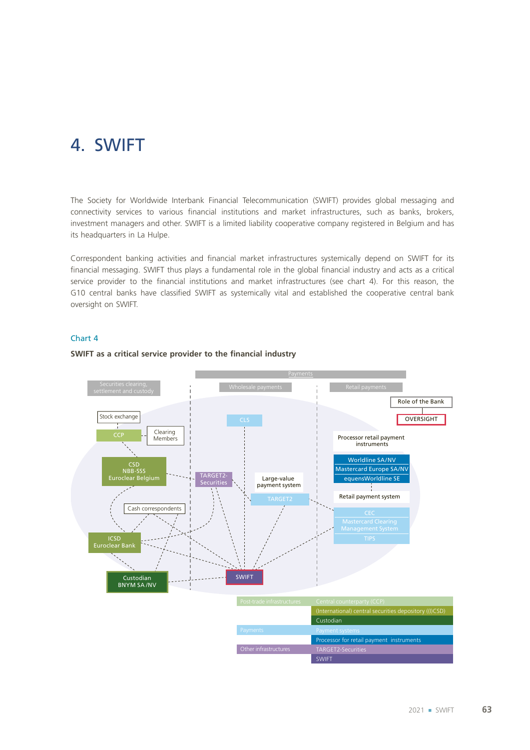# 4. SWIFT

The Society for Worldwide Interbank Financial Telecommunication (SWIFT) provides global messaging and connectivity services to various financial institutions and market infrastructures, such as banks, brokers, investment managers and other. SWIFT is a limited liability cooperative company registered in Belgium and has its headquarters in La Hulpe.

Correspondent banking activities and financial market infrastructures systemically depend on SWIFT for its financial messaging. SWIFT thus plays a fundamental role in the global financial industry and acts as a critical service provider to the financial institutions and market infrastructures (see chart 4). For this reason, the G10 central banks have classified SWIFT as systemically vital and established the cooperative central bank oversight on SWIFT.

### Chart 4

**SWIFT as a critical service provider to the financial industry**

Securities clearing, settlement and custody | Payments: Wholesale payments | Retail payments

Role of the Bank: OVERSIGHT

Stock exchange — CCP — Clearing Members — CSD NBB-SSS Euroclear Belgium — Cash correspondents — ICSD Euroclear Bank — Custodian BNYM SA/NV

CLS — TARGET2-Securities — Large-value payment system: TARGET2

Processor retail payment instruments: Worldline SA/NV, Mastercard Europe SA/NV, equensWorldline SE

Retail payment system: CEC, Mastercard Clearing Management System, TIPS

SWIFT

| | |
|---|---|
| Post-trade infrastructures | Central counterparty (CCP) |
| | (International) central securities depository ((I)CSD) |
| | Custodian |
| Payments | Payment systems |
| | Processor for retail payment instruments |
| Other infrastructures | TARGET2-Securities |
| | SWIFT |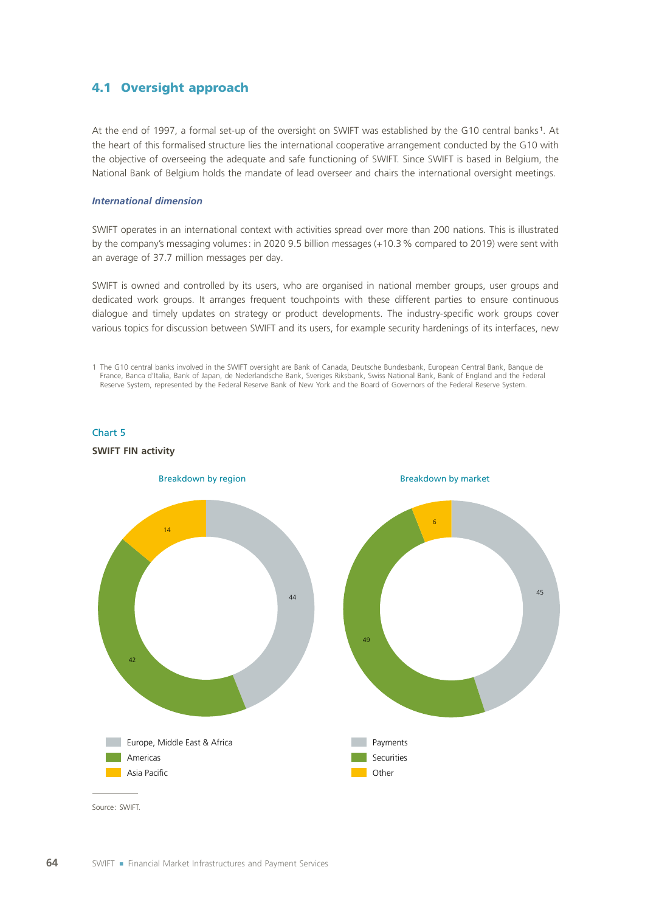## 4.1 Oversight approach

At the end of 1997, a formal set-up of the oversight on SWIFT was established by the G10 central banks[1]. At the heart of this formalised structure lies the international cooperative arrangement conducted by the G10 with the objective of overseeing the adequate and safe functioning of SWIFT. Since SWIFT is based in Belgium, the National Bank of Belgium holds the mandate of lead overseer and chairs the international oversight meetings.

### *International dimension*

SWIFT operates in an international context with activities spread over more than 200 nations. This is illustrated by the company's messaging volumes: in 2020 9.5 billion messages (+10.3 % compared to 2019) were sent with an average of 37.7 million messages per day.

SWIFT is owned and controlled by its users, who are organised in national member groups, user groups and dedicated work groups. It arranges frequent touchpoints with these different parties to ensure continuous dialogue and timely updates on strategy or product developments. The industry-specific work groups cover various topics for discussion between SWIFT and its users, for example security hardenings of its interfaces, new

1 The G10 central banks involved in the SWIFT oversight are Bank of Canada, Deutsche Bundesbank, European Central Bank, Banque de France, Banca d'Italia, Bank of Japan, de Nederlandsche Bank, Sveriges Riksbank, Swiss National Bank, Bank of England and the Federal Reserve System, represented by the Federal Reserve Bank of New York and the Board of Governors of the Federal Reserve System.

Chart 5

**SWIFT FIN activity**

Breakdown by region

| Region | Value |
|---|---|
| Europe, Middle East & Africa | 44 |
| Americas | 42 |
| Asia Pacific | 14 |

Breakdown by market

| Market | Value |
|---|---|
| Payments | 45 |
| Securities | 49 |
| Other | 6 |

Source: SWIFT.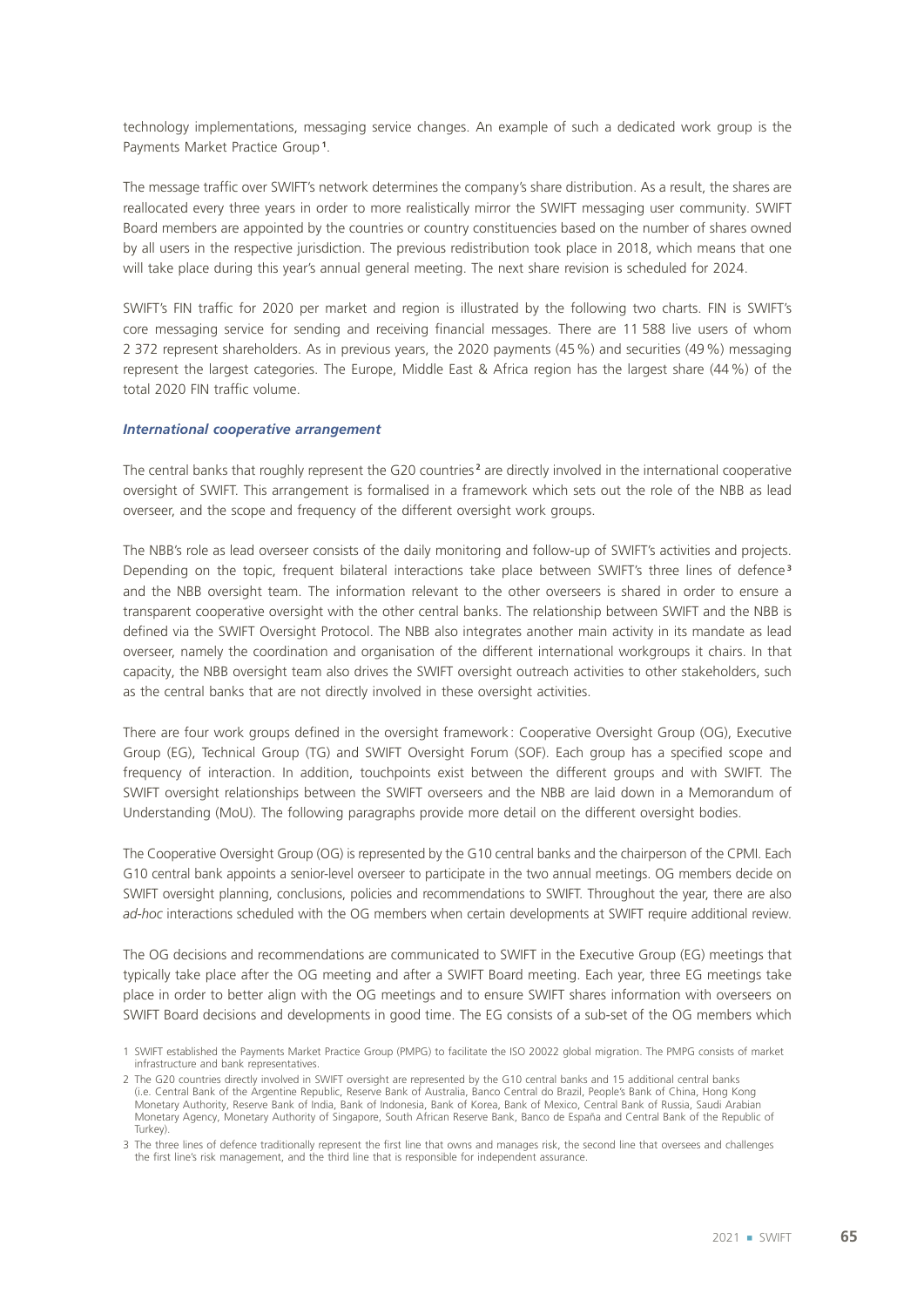technology implementations, messaging service changes. An example of such a dedicated work group is the Payments Market Practice Group[1].

The message traffic over SWIFT's network determines the company's share distribution. As a result, the shares are reallocated every three years in order to more realistically mirror the SWIFT messaging user community. SWIFT Board members are appointed by the countries or country constituencies based on the number of shares owned by all users in the respective jurisdiction. The previous redistribution took place in 2018, which means that one will take place during this year's annual general meeting. The next share revision is scheduled for 2024.

SWIFT's FIN traffic for 2020 per market and region is illustrated by the following two charts. FIN is SWIFT's core messaging service for sending and receiving financial messages. There are 11 588 live users of whom 2 372 represent shareholders. As in previous years, the 2020 payments (45 %) and securities (49 %) messaging represent the largest categories. The Europe, Middle East & Africa region has the largest share (44 %) of the total 2020 FIN traffic volume.

### *International cooperative arrangement*

The central banks that roughly represent the G20 countries[2] are directly involved in the international cooperative oversight of SWIFT. This arrangement is formalised in a framework which sets out the role of the NBB as lead overseer, and the scope and frequency of the different oversight work groups.

The NBB's role as lead overseer consists of the daily monitoring and follow-up of SWIFT's activities and projects. Depending on the topic, frequent bilateral interactions take place between SWIFT's three lines of defence[3] and the NBB oversight team. The information relevant to the other overseers is shared in order to ensure a transparent cooperative oversight with the other central banks. The relationship between SWIFT and the NBB is defined via the SWIFT Oversight Protocol. The NBB also integrates another main activity in its mandate as lead overseer, namely the coordination and organisation of the different international workgroups it chairs. In that capacity, the NBB oversight team also drives the SWIFT oversight outreach activities to other stakeholders, such as the central banks that are not directly involved in these oversight activities.

There are four work groups defined in the oversight framework : Cooperative Oversight Group (OG), Executive Group (EG), Technical Group (TG) and SWIFT Oversight Forum (SOF). Each group has a specified scope and frequency of interaction. In addition, touchpoints exist between the different groups and with SWIFT. The SWIFT oversight relationships between the SWIFT overseers and the NBB are laid down in a Memorandum of Understanding (MoU). The following paragraphs provide more detail on the different oversight bodies.

The Cooperative Oversight Group (OG) is represented by the G10 central banks and the chairperson of the CPMI. Each G10 central bank appoints a senior-level overseer to participate in the two annual meetings. OG members decide on SWIFT oversight planning, conclusions, policies and recommendations to SWIFT. Throughout the year, there are also *ad-hoc* interactions scheduled with the OG members when certain developments at SWIFT require additional review.

The OG decisions and recommendations are communicated to SWIFT in the Executive Group (EG) meetings that typically take place after the OG meeting and after a SWIFT Board meeting. Each year, three EG meetings take place in order to better align with the OG meetings and to ensure SWIFT shares information with overseers on SWIFT Board decisions and developments in good time. The EG consists of a sub-set of the OG members which

---

1 SWIFT established the Payments Market Practice Group (PMPG) to facilitate the ISO 20022 global migration. The PMPG consists of market infrastructure and bank representatives.

2 The G20 countries directly involved in SWIFT oversight are represented by the G10 central banks and 15 additional central banks (i.e. Central Bank of the Argentine Republic, Reserve Bank of Australia, Banco Central do Brazil, People's Bank of China, Hong Kong Monetary Authority, Reserve Bank of India, Bank of Indonesia, Bank of Korea, Bank of Mexico, Central Bank of Russia, Saudi Arabian Monetary Agency, Monetary Authority of Singapore, South African Reserve Bank, Banco de España and Central Bank of the Republic of Turkey).

3 The three lines of defence traditionally represent the first line that owns and manages risk, the second line that oversees and challenges the first line's risk management, and the third line that is responsible for independent assurance.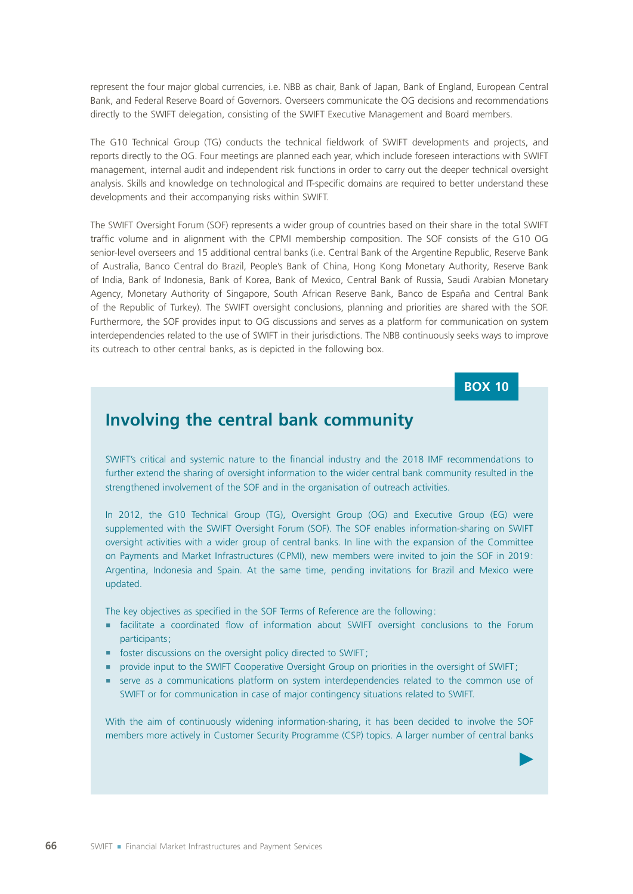represent the four major global currencies, i.e. NBB as chair, Bank of Japan, Bank of England, European Central Bank, and Federal Reserve Board of Governors. Overseers communicate the OG decisions and recommendations directly to the SWIFT delegation, consisting of the SWIFT Executive Management and Board members.

The G10 Technical Group (TG) conducts the technical fieldwork of SWIFT developments and projects, and reports directly to the OG. Four meetings are planned each year, which include foreseen interactions with SWIFT management, internal audit and independent risk functions in order to carry out the deeper technical oversight analysis. Skills and knowledge on technological and IT-specific domains are required to better understand these developments and their accompanying risks within SWIFT.

The SWIFT Oversight Forum (SOF) represents a wider group of countries based on their share in the total SWIFT traffic volume and in alignment with the CPMI membership composition. The SOF consists of the G10 OG senior-level overseers and 15 additional central banks (i.e. Central Bank of the Argentine Republic, Reserve Bank of Australia, Banco Central do Brazil, People's Bank of China, Hong Kong Monetary Authority, Reserve Bank of India, Bank of Indonesia, Bank of Korea, Bank of Mexico, Central Bank of Russia, Saudi Arabian Monetary Agency, Monetary Authority of Singapore, South African Reserve Bank, Banco de España and Central Bank of the Republic of Turkey). The SWIFT oversight conclusions, planning and priorities are shared with the SOF. Furthermore, the SOF provides input to OG discussions and serves as a platform for communication on system interdependencies related to the use of SWIFT in their jurisdictions. The NBB continuously seeks ways to improve its outreach to other central banks, as is depicted in the following box.

**BOX 10**

## Involving the central bank community

SWIFT's critical and systemic nature to the financial industry and the 2018 IMF recommendations to further extend the sharing of oversight information to the wider central bank community resulted in the strengthened involvement of the SOF and in the organisation of outreach activities.

In 2012, the G10 Technical Group (TG), Oversight Group (OG) and Executive Group (EG) were supplemented with the SWIFT Oversight Forum (SOF). The SOF enables information-sharing on SWIFT oversight activities with a wider group of central banks. In line with the expansion of the Committee on Payments and Market Infrastructures (CPMI), new members were invited to join the SOF in 2019: Argentina, Indonesia and Spain. At the same time, pending invitations for Brazil and Mexico were updated.

The key objectives as specified in the SOF Terms of Reference are the following:

- facilitate a coordinated flow of information about SWIFT oversight conclusions to the Forum participants;
- foster discussions on the oversight policy directed to SWIFT;
- provide input to the SWIFT Cooperative Oversight Group on priorities in the oversight of SWIFT;
- serve as a communications platform on system interdependencies related to the common use of SWIFT or for communication in case of major contingency situations related to SWIFT.

With the aim of continuously widening information-sharing, it has been decided to involve the SOF members more actively in Customer Security Programme (CSP) topics. A larger number of central banks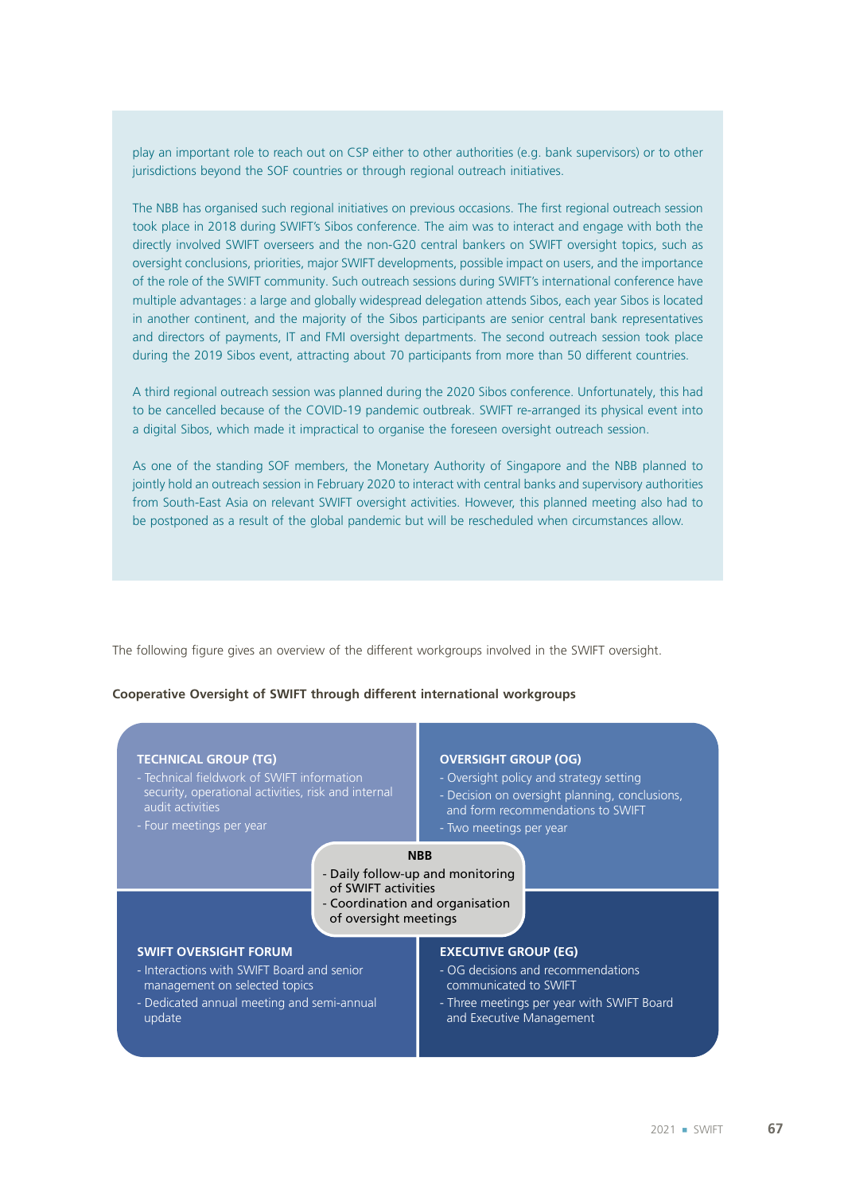play an important role to reach out on CSP either to other authorities (e.g. bank supervisors) or to other jurisdictions beyond the SOF countries or through regional outreach initiatives.

The NBB has organised such regional initiatives on previous occasions. The first regional outreach session took place in 2018 during SWIFT's Sibos conference. The aim was to interact and engage with both the directly involved SWIFT overseers and the non-G20 central bankers on SWIFT oversight topics, such as oversight conclusions, priorities, major SWIFT developments, possible impact on users, and the importance of the role of the SWIFT community. Such outreach sessions during SWIFT's international conference have multiple advantages: a large and globally widespread delegation attends Sibos, each year Sibos is located in another continent, and the majority of the Sibos participants are senior central bank representatives and directors of payments, IT and FMI oversight departments. The second outreach session took place during the 2019 Sibos event, attracting about 70 participants from more than 50 different countries.

A third regional outreach session was planned during the 2020 Sibos conference. Unfortunately, this had to be cancelled because of the COVID-19 pandemic outbreak. SWIFT re-arranged its physical event into a digital Sibos, which made it impractical to organise the foreseen oversight outreach session.

As one of the standing SOF members, the Monetary Authority of Singapore and the NBB planned to jointly hold an outreach session in February 2020 to interact with central banks and supervisory authorities from South-East Asia on relevant SWIFT oversight activities. However, this planned meeting also had to be postponed as a result of the global pandemic but will be rescheduled when circumstances allow.

The following figure gives an overview of the different workgroups involved in the SWIFT oversight.

**Cooperative Oversight of SWIFT through different international workgroups**

**TECHNICAL GROUP (TG)**
- Technical fieldwork of SWIFT information security, operational activities, risk and internal audit activities
- Four meetings per year

**OVERSIGHT GROUP (OG)**
- Oversight policy and strategy setting
- Decision on oversight planning, conclusions, and form recommendations to SWIFT
- Two meetings per year

**NBB**
- Daily follow-up and monitoring of SWIFT activities
- Coordination and organisation of oversight meetings

**SWIFT OVERSIGHT FORUM**
- Interactions with SWIFT Board and senior management on selected topics
- Dedicated annual meeting and semi-annual update

**EXECUTIVE GROUP (EG)**
- OG decisions and recommendations communicated to SWIFT
- Three meetings per year with SWIFT Board and Executive Management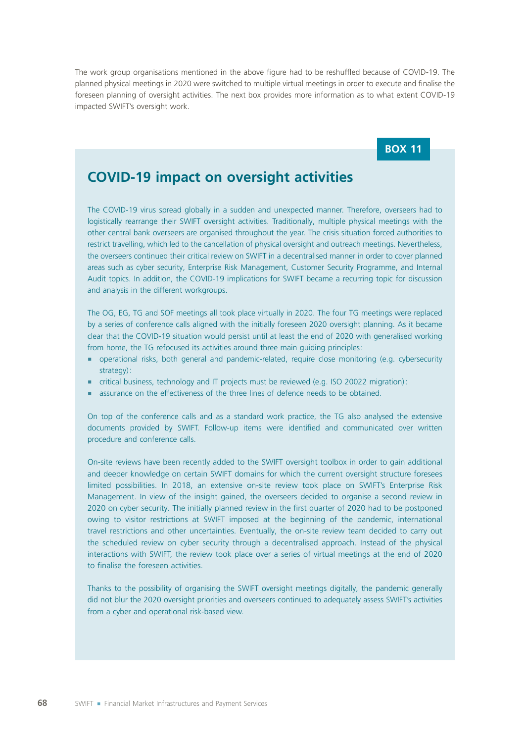The work group organisations mentioned in the above figure had to be reshuffled because of COVID-19. The planned physical meetings in 2020 were switched to multiple virtual meetings in order to execute and finalise the foreseen planning of oversight activities. The next box provides more information as to what extent COVID-19 impacted SWIFT's oversight work.

**BOX 11**

## COVID-19 impact on oversight activities

The COVID-19 virus spread globally in a sudden and unexpected manner. Therefore, overseers had to logistically rearrange their SWIFT oversight activities. Traditionally, multiple physical meetings with the other central bank overseers are organised throughout the year. The crisis situation forced authorities to restrict travelling, which led to the cancellation of physical oversight and outreach meetings. Nevertheless, the overseers continued their critical review on SWIFT in a decentralised manner in order to cover planned areas such as cyber security, Enterprise Risk Management, Customer Security Programme, and Internal Audit topics. In addition, the COVID-19 implications for SWIFT became a recurring topic for discussion and analysis in the different workgroups.

The OG, EG, TG and SOF meetings all took place virtually in 2020. The four TG meetings were replaced by a series of conference calls aligned with the initially foreseen 2020 oversight planning. As it became clear that the COVID-19 situation would persist until at least the end of 2020 with generalised working from home, the TG refocused its activities around three main guiding principles:

- operational risks, both general and pandemic-related, require close monitoring (e.g. cybersecurity strategy):
- critical business, technology and IT projects must be reviewed (e.g. ISO 20022 migration):
- assurance on the effectiveness of the three lines of defence needs to be obtained.

On top of the conference calls and as a standard work practice, the TG also analysed the extensive documents provided by SWIFT. Follow-up items were identified and communicated over written procedure and conference calls.

On-site reviews have been recently added to the SWIFT oversight toolbox in order to gain additional and deeper knowledge on certain SWIFT domains for which the current oversight structure foresees limited possibilities. In 2018, an extensive on-site review took place on SWIFT's Enterprise Risk Management. In view of the insight gained, the overseers decided to organise a second review in 2020 on cyber security. The initially planned review in the first quarter of 2020 had to be postponed owing to visitor restrictions at SWIFT imposed at the beginning of the pandemic, international travel restrictions and other uncertainties. Eventually, the on-site review team decided to carry out the scheduled review on cyber security through a decentralised approach. Instead of the physical interactions with SWIFT, the review took place over a series of virtual meetings at the end of 2020 to finalise the foreseen activities.

Thanks to the possibility of organising the SWIFT oversight meetings digitally, the pandemic generally did not blur the 2020 oversight priorities and overseers continued to adequately assess SWIFT's activities from a cyber and operational risk-based view.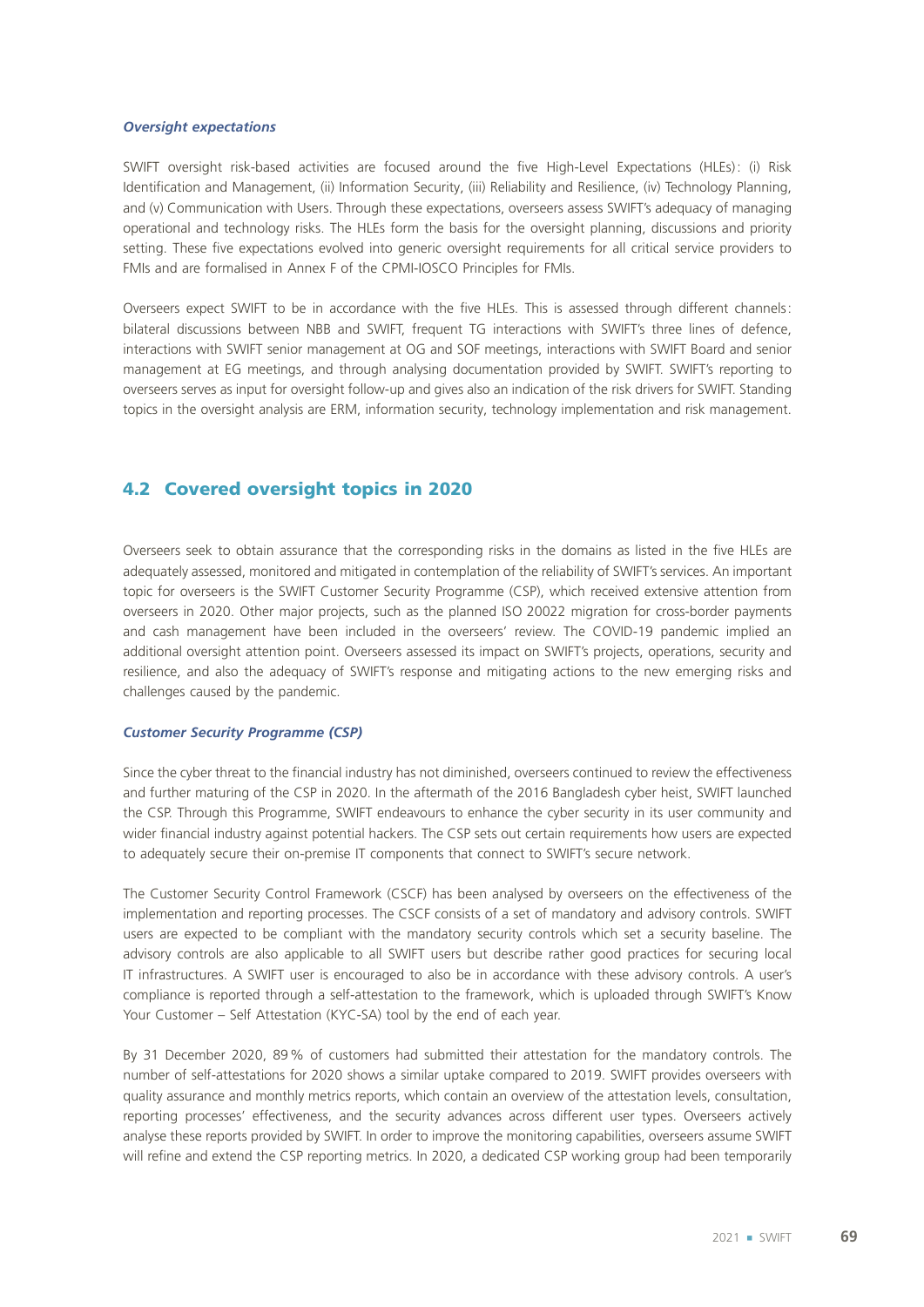### *Oversight expectations*

SWIFT oversight risk-based activities are focused around the five High-Level Expectations (HLEs): (i) Risk Identification and Management, (ii) Information Security, (iii) Reliability and Resilience, (iv) Technology Planning, and (v) Communication with Users. Through these expectations, overseers assess SWIFT's adequacy of managing operational and technology risks. The HLEs form the basis for the oversight planning, discussions and priority setting. These five expectations evolved into generic oversight requirements for all critical service providers to FMIs and are formalised in Annex F of the CPMI-IOSCO Principles for FMIs.

Overseers expect SWIFT to be in accordance with the five HLEs. This is assessed through different channels: bilateral discussions between NBB and SWIFT, frequent TG interactions with SWIFT's three lines of defence, interactions with SWIFT senior management at OG and SOF meetings, interactions with SWIFT Board and senior management at EG meetings, and through analysing documentation provided by SWIFT. SWIFT's reporting to overseers serves as input for oversight follow-up and gives also an indication of the risk drivers for SWIFT. Standing topics in the oversight analysis are ERM, information security, technology implementation and risk management.

## 4.2 Covered oversight topics in 2020

Overseers seek to obtain assurance that the corresponding risks in the domains as listed in the five HLEs are adequately assessed, monitored and mitigated in contemplation of the reliability of SWIFT's services. An important topic for overseers is the SWIFT Customer Security Programme (CSP), which received extensive attention from overseers in 2020. Other major projects, such as the planned ISO 20022 migration for cross-border payments and cash management have been included in the overseers' review. The COVID-19 pandemic implied an additional oversight attention point. Overseers assessed its impact on SWIFT's projects, operations, security and resilience, and also the adequacy of SWIFT's response and mitigating actions to the new emerging risks and challenges caused by the pandemic.

### *Customer Security Programme (CSP)*

Since the cyber threat to the financial industry has not diminished, overseers continued to review the effectiveness and further maturing of the CSP in 2020. In the aftermath of the 2016 Bangladesh cyber heist, SWIFT launched the CSP. Through this Programme, SWIFT endeavours to enhance the cyber security in its user community and wider financial industry against potential hackers. The CSP sets out certain requirements how users are expected to adequately secure their on-premise IT components that connect to SWIFT's secure network.

The Customer Security Control Framework (CSCF) has been analysed by overseers on the effectiveness of the implementation and reporting processes. The CSCF consists of a set of mandatory and advisory controls. SWIFT users are expected to be compliant with the mandatory security controls which set a security baseline. The advisory controls are also applicable to all SWIFT users but describe rather good practices for securing local IT infrastructures. A SWIFT user is encouraged to also be in accordance with these advisory controls. A user's compliance is reported through a self-attestation to the framework, which is uploaded through SWIFT's Know Your Customer – Self Attestation (KYC-SA) tool by the end of each year.

By 31 December 2020, 89 % of customers had submitted their attestation for the mandatory controls. The number of self-attestations for 2020 shows a similar uptake compared to 2019. SWIFT provides overseers with quality assurance and monthly metrics reports, which contain an overview of the attestation levels, consultation, reporting processes' effectiveness, and the security advances across different user types. Overseers actively analyse these reports provided by SWIFT. In order to improve the monitoring capabilities, overseers assume SWIFT will refine and extend the CSP reporting metrics. In 2020, a dedicated CSP working group had been temporarily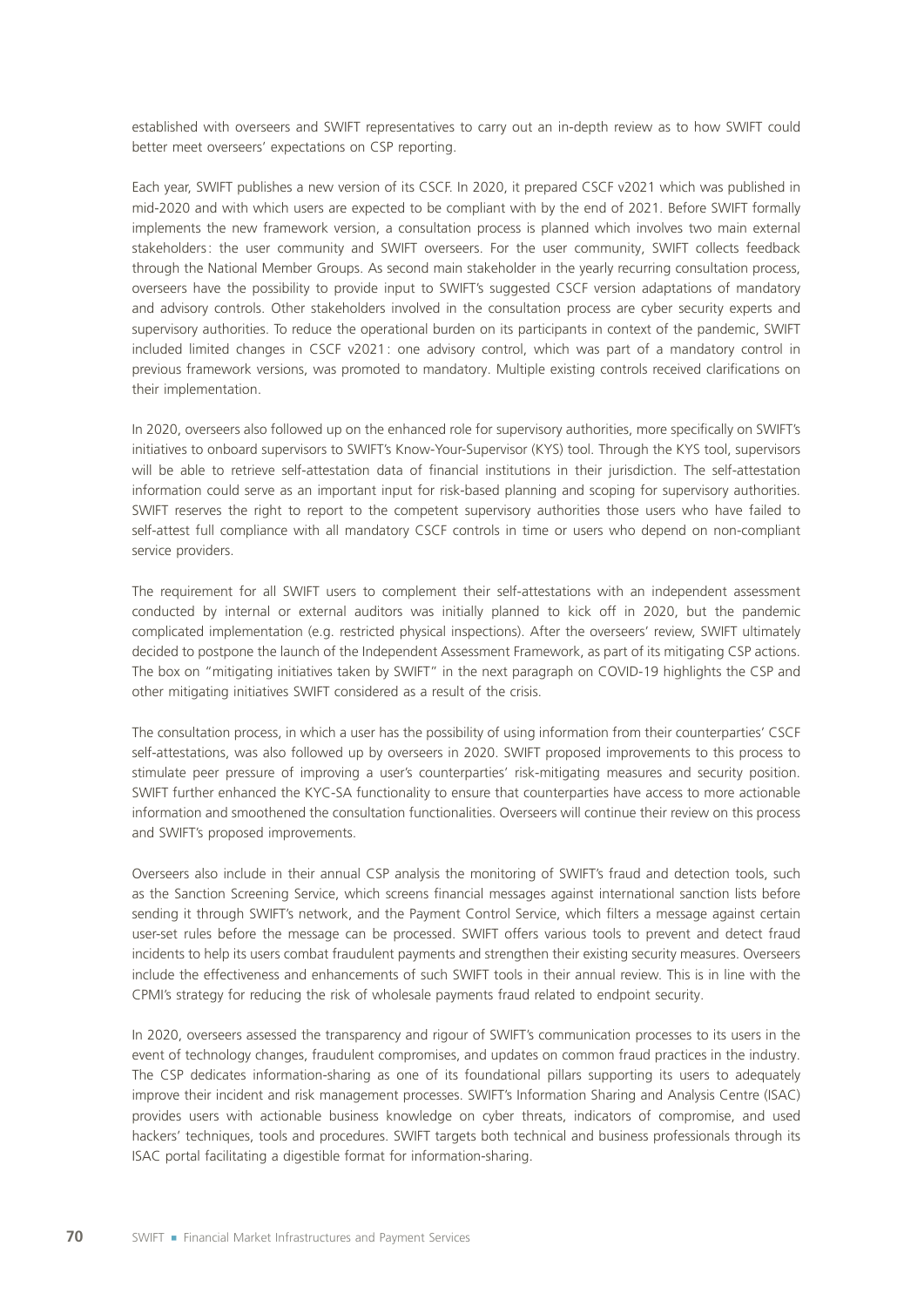established with overseers and SWIFT representatives to carry out an in-depth review as to how SWIFT could better meet overseers' expectations on CSP reporting.

Each year, SWIFT publishes a new version of its CSCF. In 2020, it prepared CSCF v2021 which was published in mid-2020 and with which users are expected to be compliant with by the end of 2021. Before SWIFT formally implements the new framework version, a consultation process is planned which involves two main external stakeholders : the user community and SWIFT overseers. For the user community, SWIFT collects feedback through the National Member Groups. As second main stakeholder in the yearly recurring consultation process, overseers have the possibility to provide input to SWIFT's suggested CSCF version adaptations of mandatory and advisory controls. Other stakeholders involved in the consultation process are cyber security experts and supervisory authorities. To reduce the operational burden on its participants in context of the pandemic, SWIFT included limited changes in CSCF v2021 : one advisory control, which was part of a mandatory control in previous framework versions, was promoted to mandatory. Multiple existing controls received clarifications on their implementation.

In 2020, overseers also followed up on the enhanced role for supervisory authorities, more specifically on SWIFT's initiatives to onboard supervisors to SWIFT's Know-Your-Supervisor (KYS) tool. Through the KYS tool, supervisors will be able to retrieve self-attestation data of financial institutions in their jurisdiction. The self-attestation information could serve as an important input for risk-based planning and scoping for supervisory authorities. SWIFT reserves the right to report to the competent supervisory authorities those users who have failed to self-attest full compliance with all mandatory CSCF controls in time or users who depend on non-compliant service providers.

The requirement for all SWIFT users to complement their self-attestations with an independent assessment conducted by internal or external auditors was initially planned to kick off in 2020, but the pandemic complicated implementation (e.g. restricted physical inspections). After the overseers' review, SWIFT ultimately decided to postpone the launch of the Independent Assessment Framework, as part of its mitigating CSP actions. The box on "mitigating initiatives taken by SWIFT" in the next paragraph on COVID-19 highlights the CSP and other mitigating initiatives SWIFT considered as a result of the crisis.

The consultation process, in which a user has the possibility of using information from their counterparties' CSCF self-attestations, was also followed up by overseers in 2020. SWIFT proposed improvements to this process to stimulate peer pressure of improving a user's counterparties' risk-mitigating measures and security position. SWIFT further enhanced the KYC-SA functionality to ensure that counterparties have access to more actionable information and smoothened the consultation functionalities. Overseers will continue their review on this process and SWIFT's proposed improvements.

Overseers also include in their annual CSP analysis the monitoring of SWIFT's fraud and detection tools, such as the Sanction Screening Service, which screens financial messages against international sanction lists before sending it through SWIFT's network, and the Payment Control Service, which filters a message against certain user-set rules before the message can be processed. SWIFT offers various tools to prevent and detect fraud incidents to help its users combat fraudulent payments and strengthen their existing security measures. Overseers include the effectiveness and enhancements of such SWIFT tools in their annual review. This is in line with the CPMI's strategy for reducing the risk of wholesale payments fraud related to endpoint security.

In 2020, overseers assessed the transparency and rigour of SWIFT's communication processes to its users in the event of technology changes, fraudulent compromises, and updates on common fraud practices in the industry. The CSP dedicates information-sharing as one of its foundational pillars supporting its users to adequately improve their incident and risk management processes. SWIFT's Information Sharing and Analysis Centre (ISAC) provides users with actionable business knowledge on cyber threats, indicators of compromise, and used hackers' techniques, tools and procedures. SWIFT targets both technical and business professionals through its ISAC portal facilitating a digestible format for information-sharing.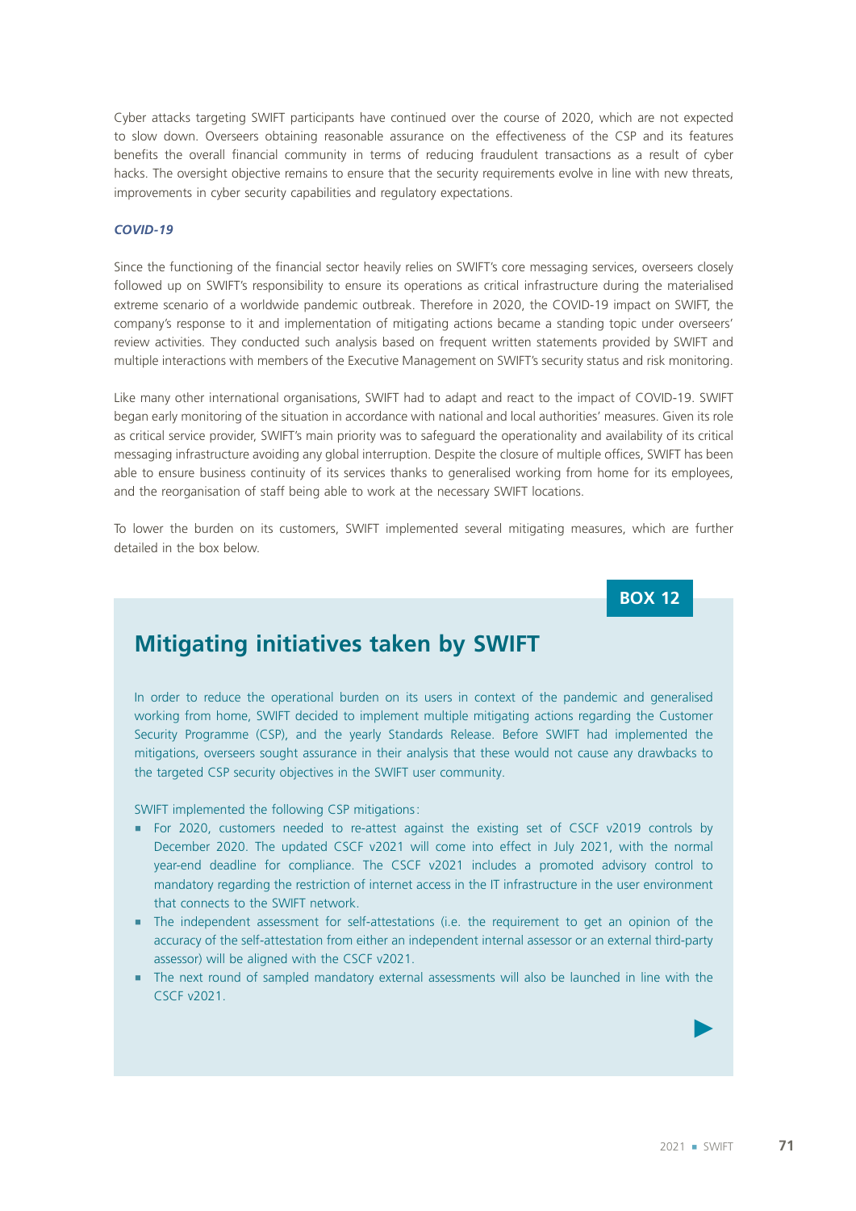Cyber attacks targeting SWIFT participants have continued over the course of 2020, which are not expected to slow down. Overseers obtaining reasonable assurance on the effectiveness of the CSP and its features benefits the overall financial community in terms of reducing fraudulent transactions as a result of cyber hacks. The oversight objective remains to ensure that the security requirements evolve in line with new threats, improvements in cyber security capabilities and regulatory expectations.

***COVID-19***

Since the functioning of the financial sector heavily relies on SWIFT's core messaging services, overseers closely followed up on SWIFT's responsibility to ensure its operations as critical infrastructure during the materialised extreme scenario of a worldwide pandemic outbreak. Therefore in 2020, the COVID-19 impact on SWIFT, the company's response to it and implementation of mitigating actions became a standing topic under overseers' review activities. They conducted such analysis based on frequent written statements provided by SWIFT and multiple interactions with members of the Executive Management on SWIFT's security status and risk monitoring.

Like many other international organisations, SWIFT had to adapt and react to the impact of COVID-19. SWIFT began early monitoring of the situation in accordance with national and local authorities' measures. Given its role as critical service provider, SWIFT's main priority was to safeguard the operationality and availability of its critical messaging infrastructure avoiding any global interruption. Despite the closure of multiple offices, SWIFT has been able to ensure business continuity of its services thanks to generalised working from home for its employees, and the reorganisation of staff being able to work at the necessary SWIFT locations.

To lower the burden on its customers, SWIFT implemented several mitigating measures, which are further detailed in the box below.

**BOX 12**

## Mitigating initiatives taken by SWIFT

In order to reduce the operational burden on its users in context of the pandemic and generalised working from home, SWIFT decided to implement multiple mitigating actions regarding the Customer Security Programme (CSP), and the yearly Standards Release. Before SWIFT had implemented the mitigations, overseers sought assurance in their analysis that these would not cause any drawbacks to the targeted CSP security objectives in the SWIFT user community.

SWIFT implemented the following CSP mitigations:

- For 2020, customers needed to re-attest against the existing set of CSCF v2019 controls by December 2020. The updated CSCF v2021 will come into effect in July 2021, with the normal year-end deadline for compliance. The CSCF v2021 includes a promoted advisory control to mandatory regarding the restriction of internet access in the IT infrastructure in the user environment that connects to the SWIFT network.
- The independent assessment for self-attestations (i.e. the requirement to get an opinion of the accuracy of the self-attestation from either an independent internal assessor or an external third-party assessor) will be aligned with the CSCF v2021.
- The next round of sampled mandatory external assessments will also be launched in line with the CSCF v2021.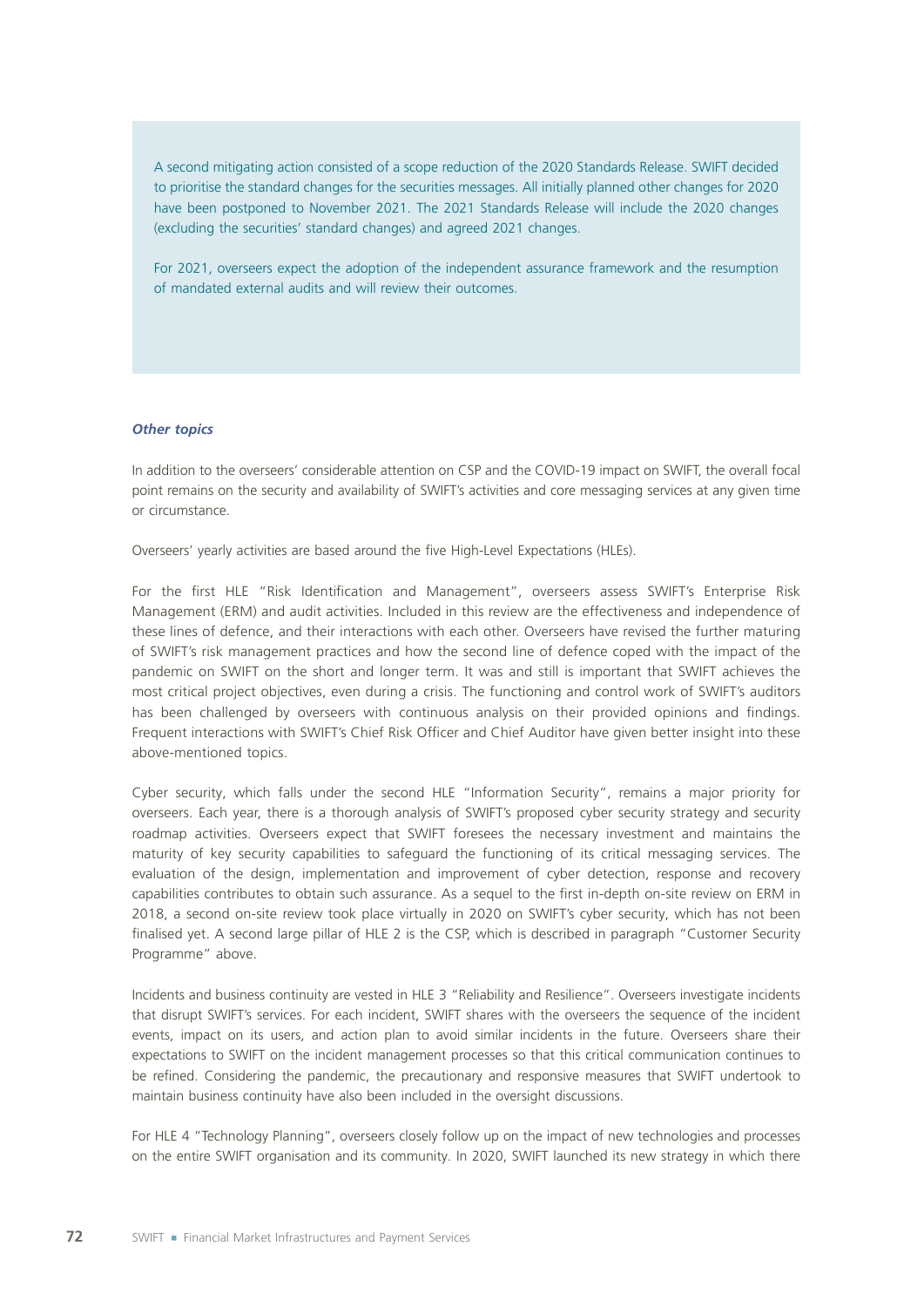A second mitigating action consisted of a scope reduction of the 2020 Standards Release. SWIFT decided to prioritise the standard changes for the securities messages. All initially planned other changes for 2020 have been postponed to November 2021. The 2021 Standards Release will include the 2020 changes (excluding the securities' standard changes) and agreed 2021 changes.

For 2021, overseers expect the adoption of the independent assurance framework and the resumption of mandated external audits and will review their outcomes.

***Other topics***

In addition to the overseers' considerable attention on CSP and the COVID-19 impact on SWIFT, the overall focal point remains on the security and availability of SWIFT's activities and core messaging services at any given time or circumstance.

Overseers' yearly activities are based around the five High-Level Expectations (HLEs).

For the first HLE "Risk Identification and Management", overseers assess SWIFT's Enterprise Risk Management (ERM) and audit activities. Included in this review are the effectiveness and independence of these lines of defence, and their interactions with each other. Overseers have revised the further maturing of SWIFT's risk management practices and how the second line of defence coped with the impact of the pandemic on SWIFT on the short and longer term. It was and still is important that SWIFT achieves the most critical project objectives, even during a crisis. The functioning and control work of SWIFT's auditors has been challenged by overseers with continuous analysis on their provided opinions and findings. Frequent interactions with SWIFT's Chief Risk Officer and Chief Auditor have given better insight into these above-mentioned topics.

Cyber security, which falls under the second HLE "Information Security", remains a major priority for overseers. Each year, there is a thorough analysis of SWIFT's proposed cyber security strategy and security roadmap activities. Overseers expect that SWIFT foresees the necessary investment and maintains the maturity of key security capabilities to safeguard the functioning of its critical messaging services. The evaluation of the design, implementation and improvement of cyber detection, response and recovery capabilities contributes to obtain such assurance. As a sequel to the first in-depth on-site review on ERM in 2018, a second on-site review took place virtually in 2020 on SWIFT's cyber security, which has not been finalised yet. A second large pillar of HLE 2 is the CSP, which is described in paragraph "Customer Security Programme" above.

Incidents and business continuity are vested in HLE 3 "Reliability and Resilience". Overseers investigate incidents that disrupt SWIFT's services. For each incident, SWIFT shares with the overseers the sequence of the incident events, impact on its users, and action plan to avoid similar incidents in the future. Overseers share their expectations to SWIFT on the incident management processes so that this critical communication continues to be refined. Considering the pandemic, the precautionary and responsive measures that SWIFT undertook to maintain business continuity have also been included in the oversight discussions.

For HLE 4 "Technology Planning", overseers closely follow up on the impact of new technologies and processes on the entire SWIFT organisation and its community. In 2020, SWIFT launched its new strategy in which there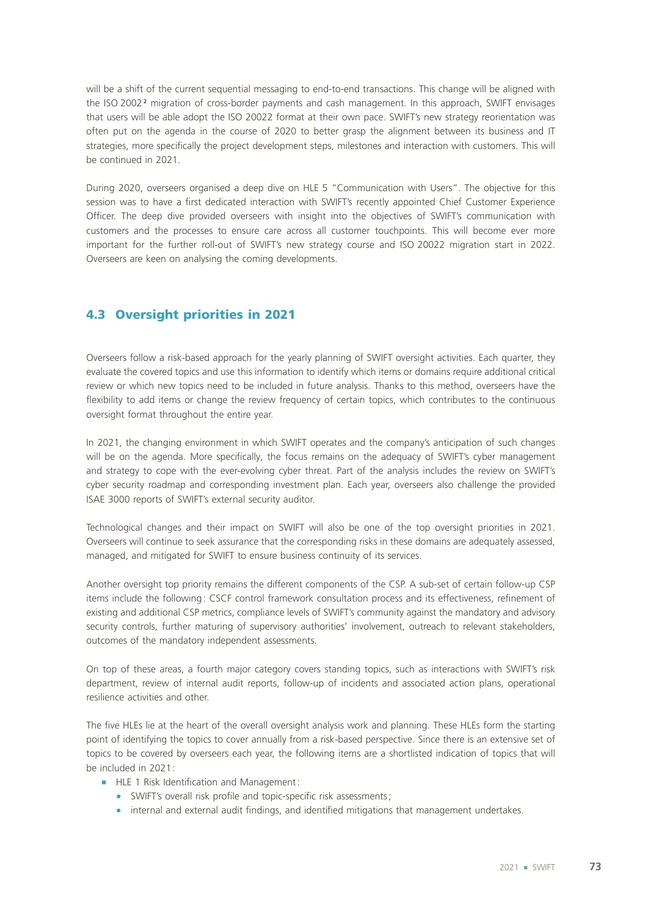will be a shift of the current sequential messaging to end-to-end transactions. This change will be aligned with the ISO 2002[2] migration of cross-border payments and cash management. In this approach, SWIFT envisages that users will be able adopt the ISO 20022 format at their own pace. SWIFT's new strategy reorientation was often put on the agenda in the course of 2020 to better grasp the alignment between its business and IT strategies, more specifically the project development steps, milestones and interaction with customers. This will be continued in 2021.

During 2020, overseers organised a deep dive on HLE 5 "Communication with Users". The objective for this session was to have a first dedicated interaction with SWIFT's recently appointed Chief Customer Experience Officer. The deep dive provided overseers with insight into the objectives of SWIFT's communication with customers and the processes to ensure care across all customer touchpoints. This will become ever more important for the further roll-out of SWIFT's new strategy course and ISO 20022 migration start in 2022. Overseers are keen on analysing the coming developments.

## 4.3 Oversight priorities in 2021

Overseers follow a risk-based approach for the yearly planning of SWIFT oversight activities. Each quarter, they evaluate the covered topics and use this information to identify which items or domains require additional critical review or which new topics need to be included in future analysis. Thanks to this method, overseers have the flexibility to add items or change the review frequency of certain topics, which contributes to the continuous oversight format throughout the entire year.

In 2021, the changing environment in which SWIFT operates and the company's anticipation of such changes will be on the agenda. More specifically, the focus remains on the adequacy of SWIFT's cyber management and strategy to cope with the ever-evolving cyber threat. Part of the analysis includes the review on SWIFT's cyber security roadmap and corresponding investment plan. Each year, overseers also challenge the provided ISAE 3000 reports of SWIFT's external security auditor.

Technological changes and their impact on SWIFT will also be one of the top oversight priorities in 2021. Overseers will continue to seek assurance that the corresponding risks in these domains are adequately assessed, managed, and mitigated for SWIFT to ensure business continuity of its services.

Another oversight top priority remains the different components of the CSP. A sub-set of certain follow-up CSP items include the following: CSCF control framework consultation process and its effectiveness, refinement of existing and additional CSP metrics, compliance levels of SWIFT's community against the mandatory and advisory security controls, further maturing of supervisory authorities' involvement, outreach to relevant stakeholders, outcomes of the mandatory independent assessments.

On top of these areas, a fourth major category covers standing topics, such as interactions with SWIFT's risk department, review of internal audit reports, follow-up of incidents and associated action plans, operational resilience activities and other.

The five HLEs lie at the heart of the overall oversight analysis work and planning. These HLEs form the starting point of identifying the topics to cover annually from a risk-based perspective. Since there is an extensive set of topics to be covered by overseers each year, the following items are a shortlisted indication of topics that will be included in 2021:

- HLE 1 Risk Identification and Management:
  - SWIFT's overall risk profile and topic-specific risk assessments;
  - internal and external audit findings, and identified mitigations that management undertakes.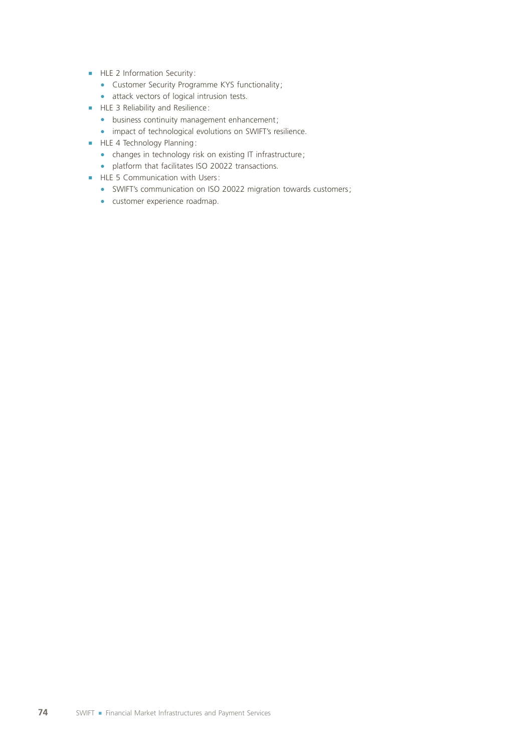- HLE 2 Information Security:
  - Customer Security Programme KYS functionality;
  - attack vectors of logical intrusion tests.
- HLE 3 Reliability and Resilience:
  - business continuity management enhancement;
  - impact of technological evolutions on SWIFT's resilience.
- HLE 4 Technology Planning:
  - changes in technology risk on existing IT infrastructure;
  - platform that facilitates ISO 20022 transactions.
- HLE 5 Communication with Users:
  - SWIFT's communication on ISO 20022 migration towards customers;
  - customer experience roadmap.